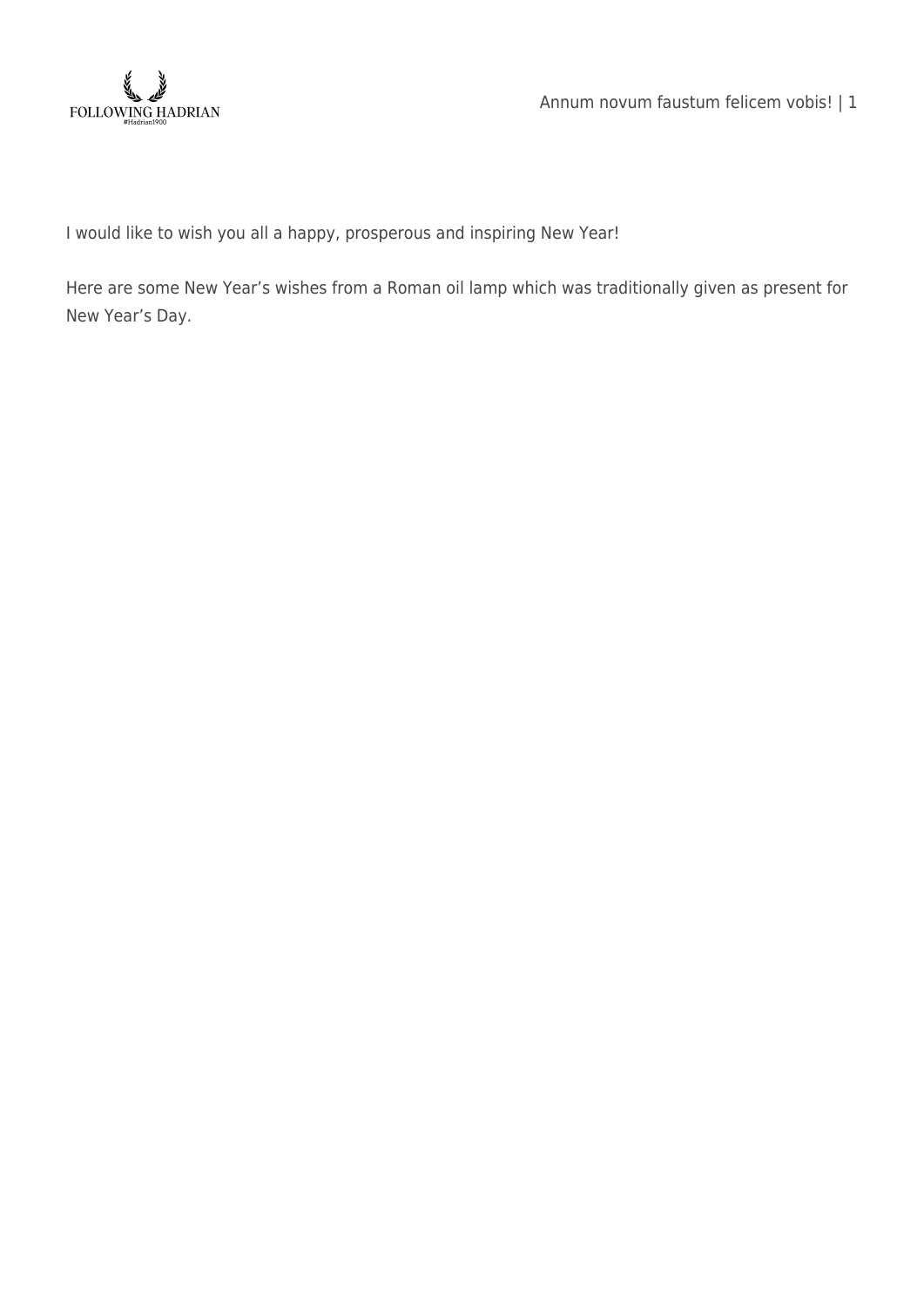I would like to wish you all a happy, prosperous and inspiring New Year!

Here are some New Year's wishes from a Roman oil lamp which was traditionally given as present for New Year's Day.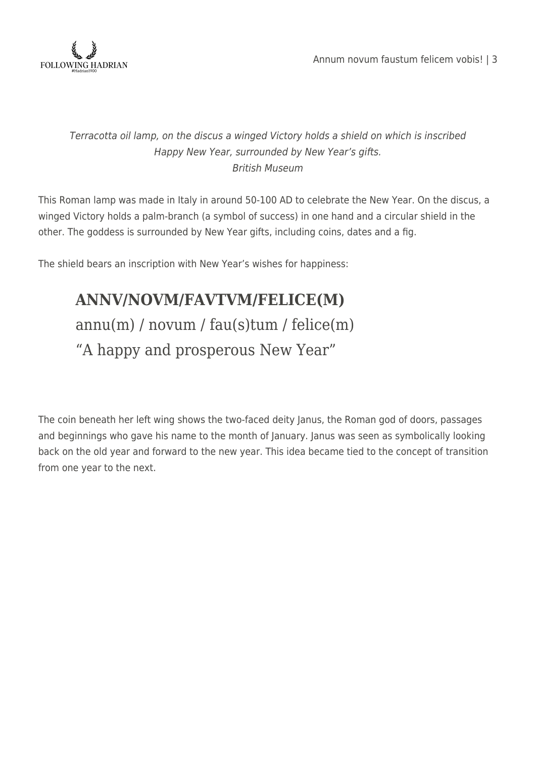*Terracotta oil lamp, on the discus a winged Victory holds a shield on which is inscribed Happy New Year, surrounded by New Year's gifts.*
*British Museum*

This Roman lamp was made in Italy in around 50-100 AD to celebrate the New Year. On the discus, a winged Victory holds a palm-branch (a symbol of success) in one hand and a circular shield in the other. The goddess is surrounded by New Year gifts, including coins, dates and a fig.

The shield bears an inscription with New Year's wishes for happiness:

> **ANNV/NOVM/FAVTVM/FELICE(M)**
> annu(m) / novum / fau(s)tum / felice(m)
> "A happy and prosperous New Year"

The coin beneath her left wing shows the two-faced deity Janus, the Roman god of doors, passages and beginnings who gave his name to the month of January. Janus was seen as symbolically looking back on the old year and forward to the new year. This idea became tied to the concept of transition from one year to the next.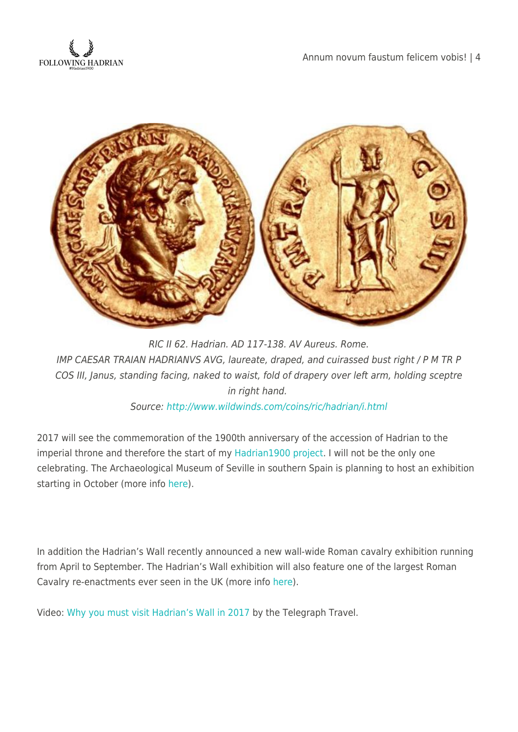*RIC II 62. Hadrian. AD 117-138. AV Aureus. Rome.*
*IMP CAESAR TRAIAN HADRIANVS AVG, laureate, draped, and cuirassed bust right / P M TR P COS III, Janus, standing facing, naked to waist, fold of drapery over left arm, holding sceptre in right hand.*
*Source: http://www.wildwinds.com/coins/ric/hadrian/i.html*

2017 will see the commemoration of the 1900th anniversary of the accession of Hadrian to the imperial throne and therefore the start of my Hadrian1900 project. I will not be the only one celebrating. The Archaeological Museum of Seville in southern Spain is planning to host an exhibition starting in October (more info here).

In addition the Hadrian's Wall recently announced a new wall-wide Roman cavalry exhibition running from April to September. The Hadrian's Wall exhibition will also feature one of the largest Roman Cavalry re-enactments ever seen in the UK (more info here).

Video: Why you must visit Hadrian's Wall in 2017 by the Telegraph Travel.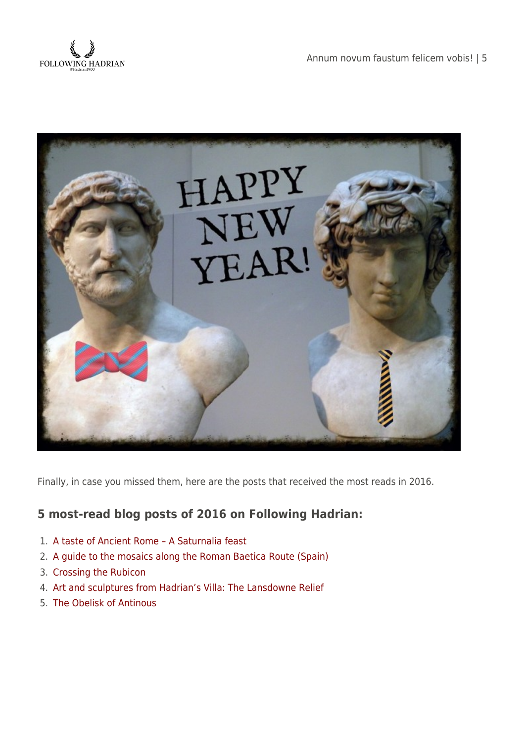Finally, in case you missed them, here are the posts that received the most reads in 2016.

### 5 most-read blog posts of 2016 on Following Hadrian:

1. A taste of Ancient Rome – A Saturnalia feast
2. A guide to the mosaics along the Roman Baetica Route (Spain)
3. Crossing the Rubicon
4. Art and sculptures from Hadrian's Villa: The Lansdowne Relief
5. The Obelisk of Antinous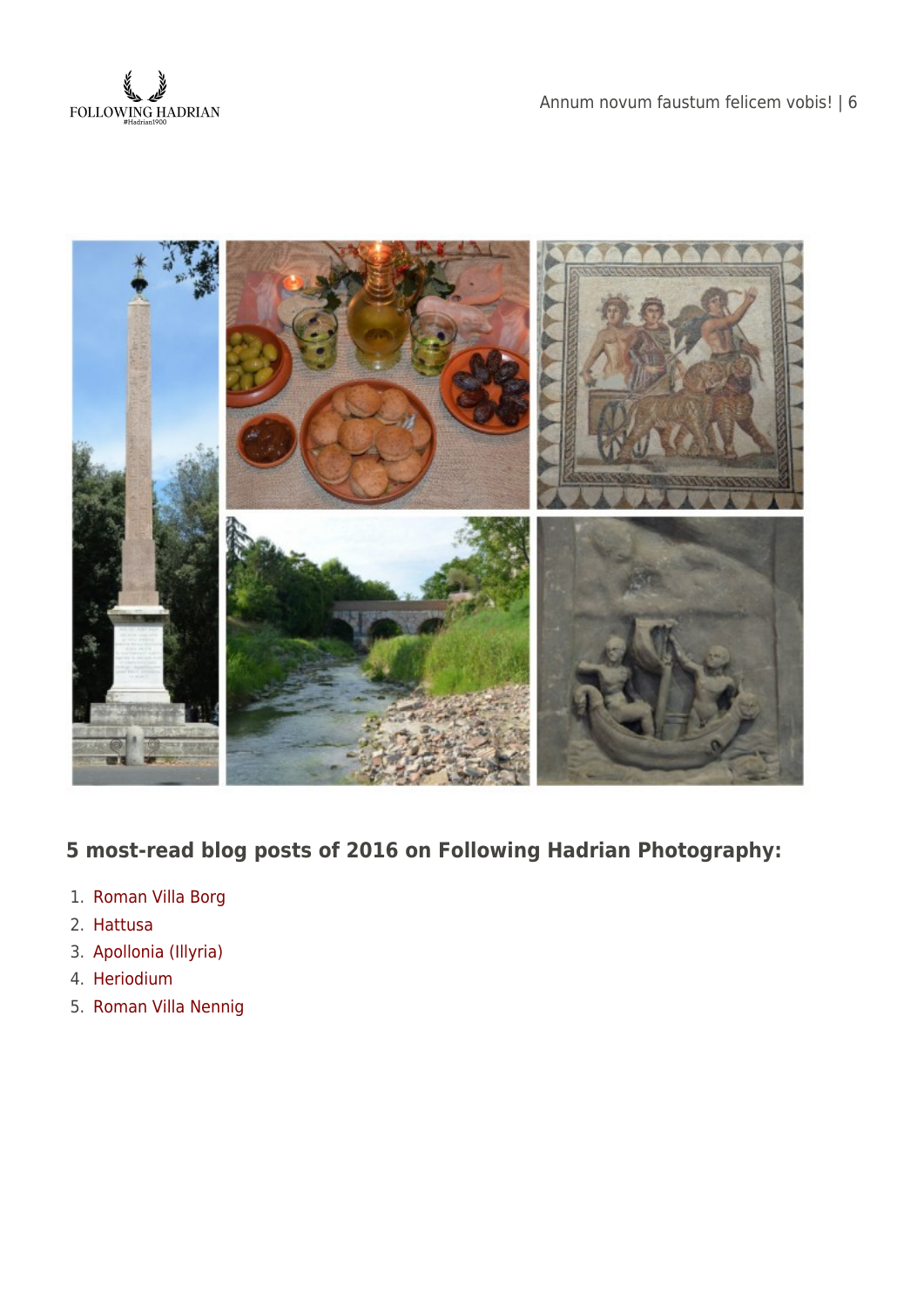### 5 most-read blog posts of 2016 on Following Hadrian Photography:

1. Roman Villa Borg
2. Hattusa
3. Apollonia (Illyria)
4. Heriodium
5. Roman Villa Nennig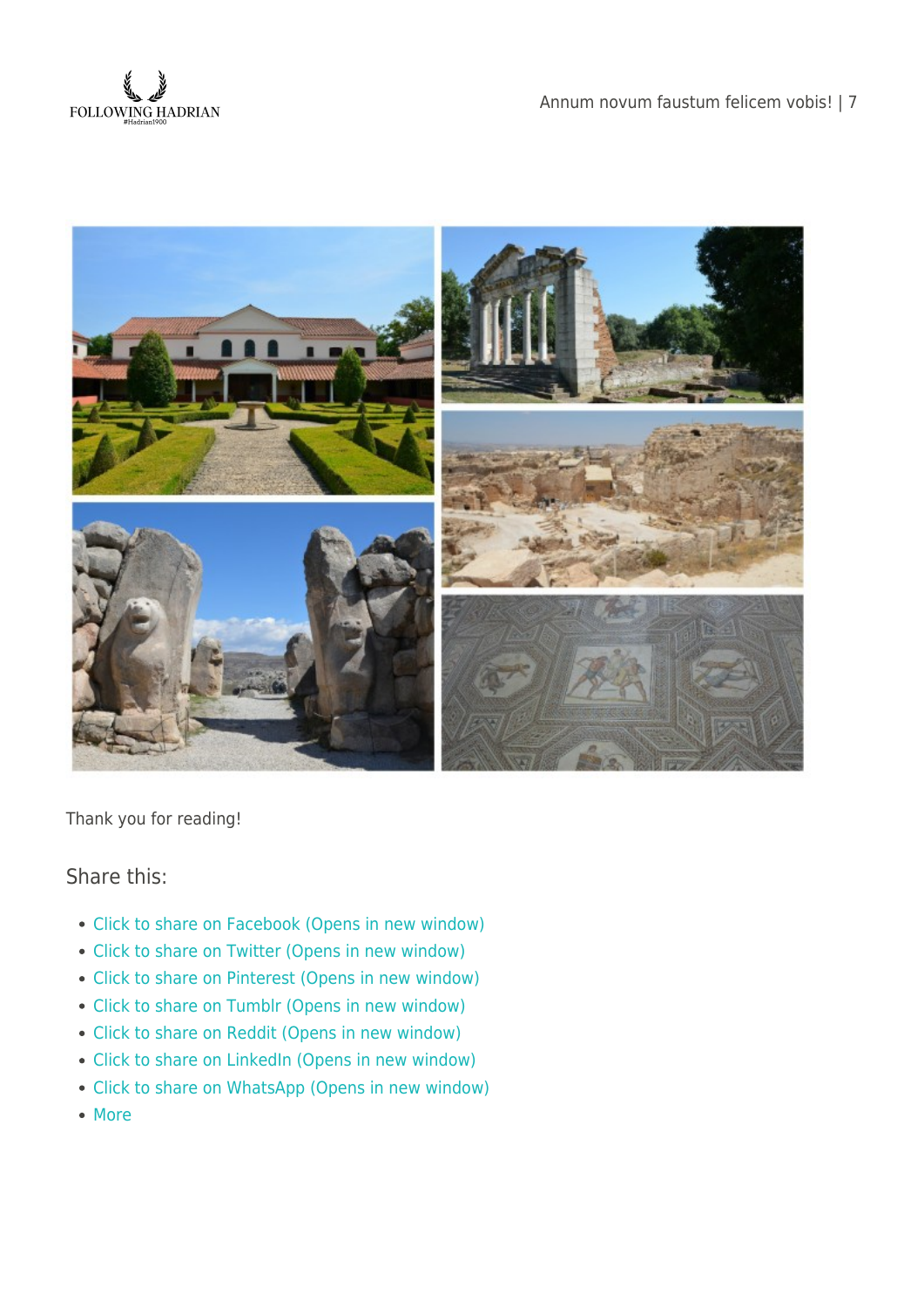Thank you for reading!

## Share this:

- Click to share on Facebook (Opens in new window)
- Click to share on Twitter (Opens in new window)
- Click to share on Pinterest (Opens in new window)
- Click to share on Tumblr (Opens in new window)
- Click to share on Reddit (Opens in new window)
- Click to share on LinkedIn (Opens in new window)
- Click to share on WhatsApp (Opens in new window)
- More